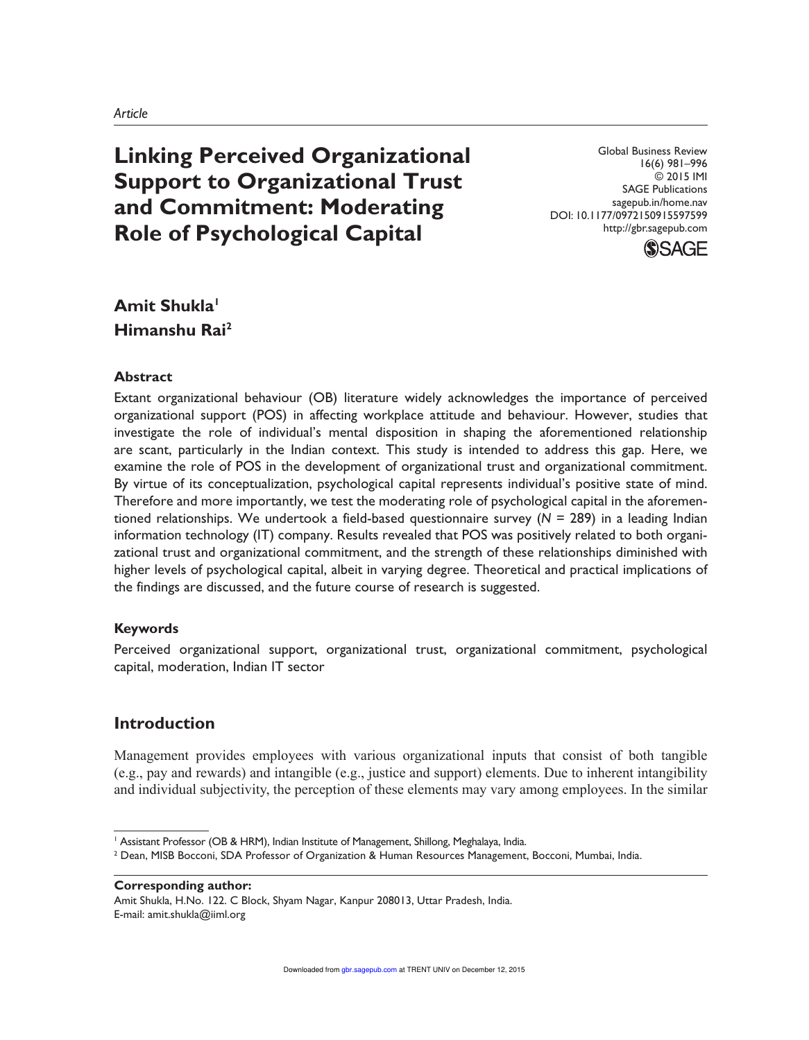Article

# Linking Perceived Organizational Support to Organizational Trust and Commitment: Moderating Role of Psychological Capital

Global Business Review
16(6) 981–996
© 2015 IMI
SAGE Publications
sagepub.in/home.nav
DOI: 10.1177/0972150915597599
http://gbr.sagepub.com

**Amit Shukla**[1]
**Himanshu Rai**[2]

## Abstract

Extant organizational behaviour (OB) literature widely acknowledges the importance of perceived organizational support (POS) in affecting workplace attitude and behaviour. However, studies that investigate the role of individual's mental disposition in shaping the aforementioned relationship are scant, particularly in the Indian context. This study is intended to address this gap. Here, we examine the role of POS in the development of organizational trust and organizational commitment. By virtue of its conceptualization, psychological capital represents individual's positive state of mind. Therefore and more importantly, we test the moderating role of psychological capital in the aforementioned relationships. We undertook a field-based questionnaire survey (*N* = 289) in a leading Indian information technology (IT) company. Results revealed that POS was positively related to both organizational trust and organizational commitment, and the strength of these relationships diminished with higher levels of psychological capital, albeit in varying degree. Theoretical and practical implications of the findings are discussed, and the future course of research is suggested.

## Keywords

Perceived organizational support, organizational trust, organizational commitment, psychological capital, moderation, Indian IT sector

## Introduction

Management provides employees with various organizational inputs that consist of both tangible (e.g., pay and rewards) and intangible (e.g., justice and support) elements. Due to inherent intangibility and individual subjectivity, the perception of these elements may vary among employees. In the similar

[1] Assistant Professor (OB & HRM), Indian Institute of Management, Shillong, Meghalaya, India.
[2] Dean, MISB Bocconi, SDA Professor of Organization & Human Resources Management, Bocconi, Mumbai, India.

**Corresponding author:**
Amit Shukla, H.No. 122. C Block, Shyam Nagar, Kanpur 208013, Uttar Pradesh, India.
E-mail: amit.shukla@iiml.org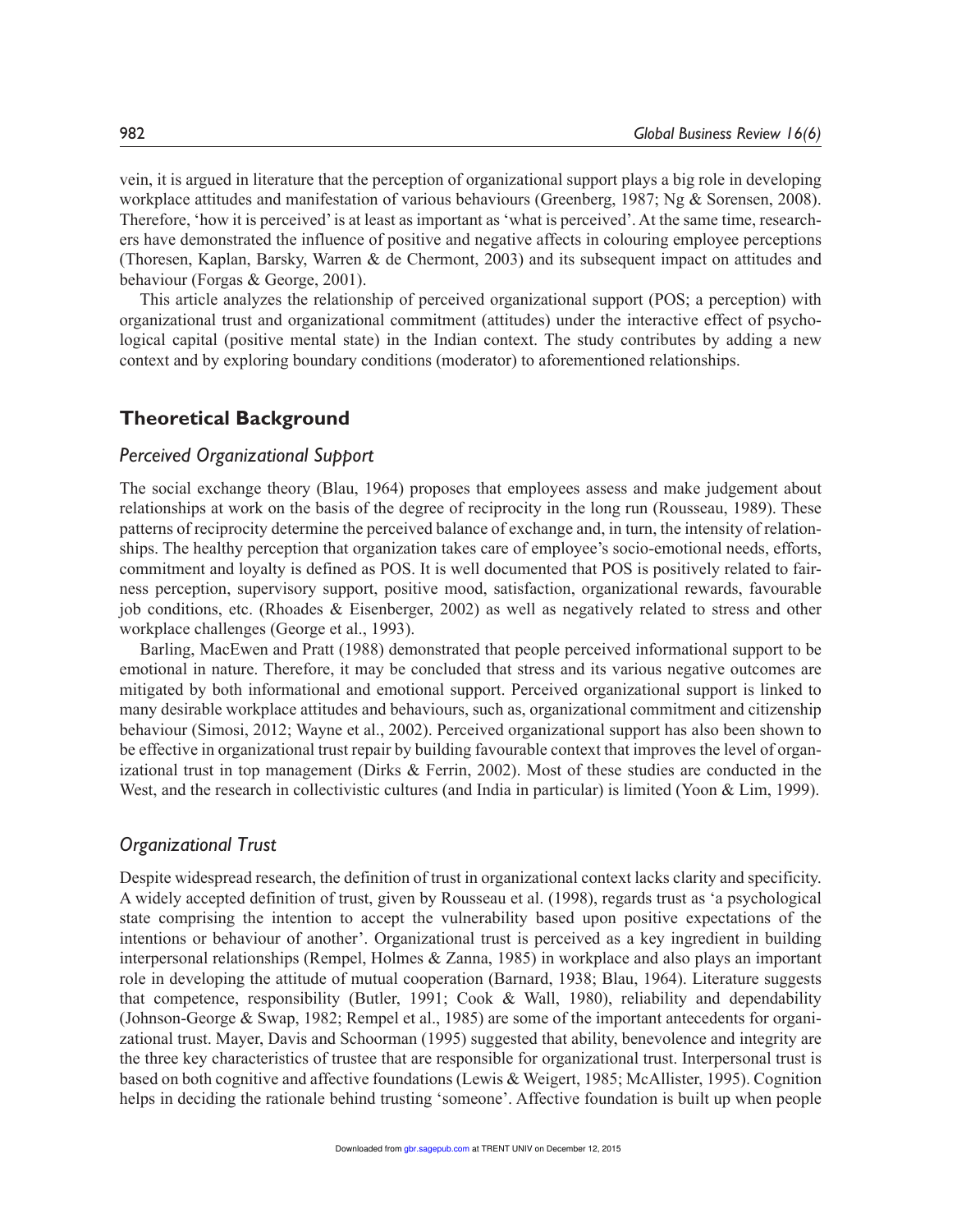vein, it is argued in literature that the perception of organizational support plays a big role in developing workplace attitudes and manifestation of various behaviours (Greenberg, 1987; Ng & Sorensen, 2008). Therefore, 'how it is perceived' is at least as important as 'what is perceived'. At the same time, researchers have demonstrated the influence of positive and negative affects in colouring employee perceptions (Thoresen, Kaplan, Barsky, Warren & de Chermont, 2003) and its subsequent impact on attitudes and behaviour (Forgas & George, 2001).

This article analyzes the relationship of perceived organizational support (POS; a perception) with organizational trust and organizational commitment (attitudes) under the interactive effect of psychological capital (positive mental state) in the Indian context. The study contributes by adding a new context and by exploring boundary conditions (moderator) to aforementioned relationships.

## Theoretical Background

### *Perceived Organizational Support*

The social exchange theory (Blau, 1964) proposes that employees assess and make judgement about relationships at work on the basis of the degree of reciprocity in the long run (Rousseau, 1989). These patterns of reciprocity determine the perceived balance of exchange and, in turn, the intensity of relationships. The healthy perception that organization takes care of employee's socio-emotional needs, efforts, commitment and loyalty is defined as POS. It is well documented that POS is positively related to fairness perception, supervisory support, positive mood, satisfaction, organizational rewards, favourable job conditions, etc. (Rhoades & Eisenberger, 2002) as well as negatively related to stress and other workplace challenges (George et al., 1993).

Barling, MacEwen and Pratt (1988) demonstrated that people perceived informational support to be emotional in nature. Therefore, it may be concluded that stress and its various negative outcomes are mitigated by both informational and emotional support. Perceived organizational support is linked to many desirable workplace attitudes and behaviours, such as, organizational commitment and citizenship behaviour (Simosi, 2012; Wayne et al., 2002). Perceived organizational support has also been shown to be effective in organizational trust repair by building favourable context that improves the level of organizational trust in top management (Dirks & Ferrin, 2002). Most of these studies are conducted in the West, and the research in collectivistic cultures (and India in particular) is limited (Yoon & Lim, 1999).

### *Organizational Trust*

Despite widespread research, the definition of trust in organizational context lacks clarity and specificity. A widely accepted definition of trust, given by Rousseau et al. (1998), regards trust as 'a psychological state comprising the intention to accept the vulnerability based upon positive expectations of the intentions or behaviour of another'. Organizational trust is perceived as a key ingredient in building interpersonal relationships (Rempel, Holmes & Zanna, 1985) in workplace and also plays an important role in developing the attitude of mutual cooperation (Barnard, 1938; Blau, 1964). Literature suggests that competence, responsibility (Butler, 1991; Cook & Wall, 1980), reliability and dependability (Johnson-George & Swap, 1982; Rempel et al., 1985) are some of the important antecedents for organizational trust. Mayer, Davis and Schoorman (1995) suggested that ability, benevolence and integrity are the three key characteristics of trustee that are responsible for organizational trust. Interpersonal trust is based on both cognitive and affective foundations (Lewis & Weigert, 1985; McAllister, 1995). Cognition helps in deciding the rationale behind trusting 'someone'. Affective foundation is built up when people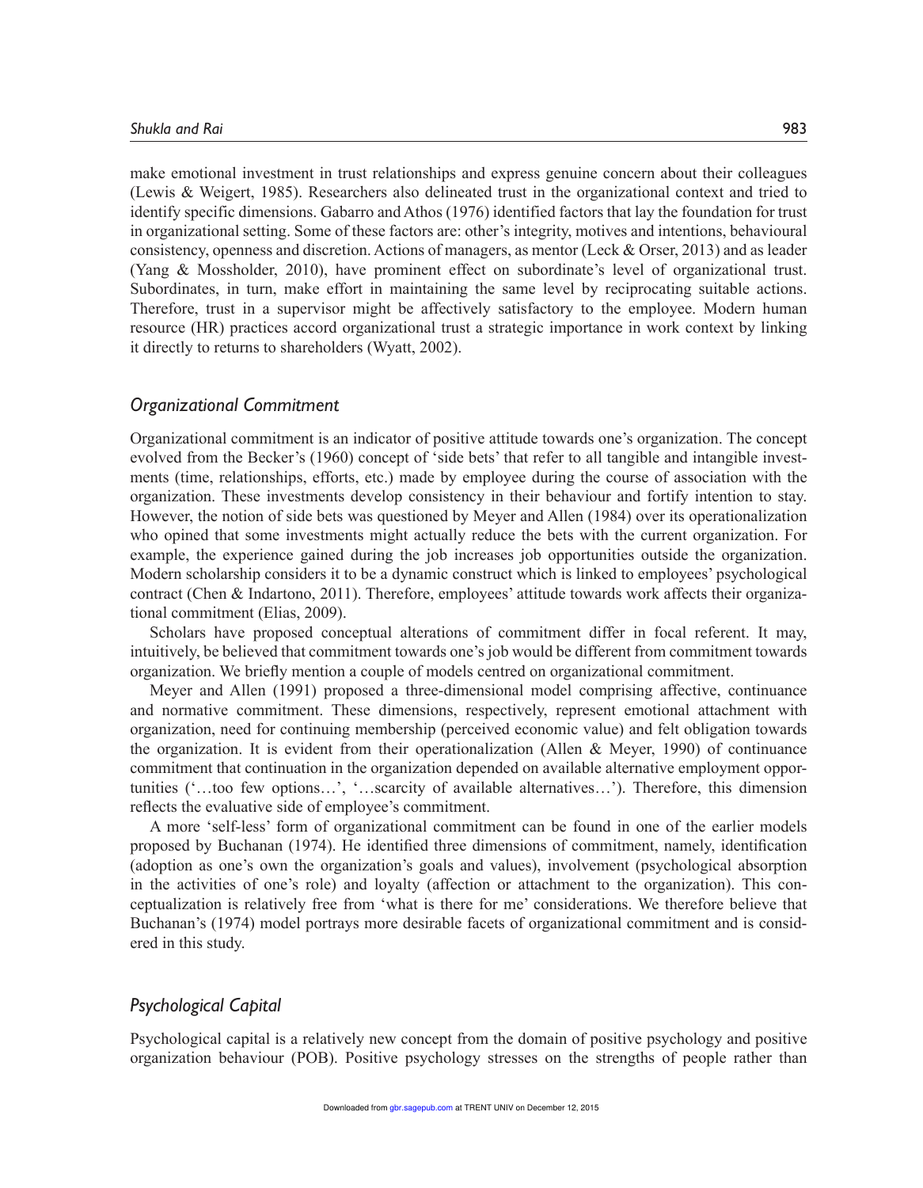make emotional investment in trust relationships and express genuine concern about their colleagues (Lewis & Weigert, 1985). Researchers also delineated trust in the organizational context and tried to identify specific dimensions. Gabarro and Athos (1976) identified factors that lay the foundation for trust in organizational setting. Some of these factors are: other's integrity, motives and intentions, behavioural consistency, openness and discretion. Actions of managers, as mentor (Leck & Orser, 2013) and as leader (Yang & Mossholder, 2010), have prominent effect on subordinate's level of organizational trust. Subordinates, in turn, make effort in maintaining the same level by reciprocating suitable actions. Therefore, trust in a supervisor might be affectively satisfactory to the employee. Modern human resource (HR) practices accord organizational trust a strategic importance in work context by linking it directly to returns to shareholders (Wyatt, 2002).

## *Organizational Commitment*

Organizational commitment is an indicator of positive attitude towards one's organization. The concept evolved from the Becker's (1960) concept of 'side bets' that refer to all tangible and intangible investments (time, relationships, efforts, etc.) made by employee during the course of association with the organization. These investments develop consistency in their behaviour and fortify intention to stay. However, the notion of side bets was questioned by Meyer and Allen (1984) over its operationalization who opined that some investments might actually reduce the bets with the current organization. For example, the experience gained during the job increases job opportunities outside the organization. Modern scholarship considers it to be a dynamic construct which is linked to employees' psychological contract (Chen & Indartono, 2011). Therefore, employees' attitude towards work affects their organizational commitment (Elias, 2009).

Scholars have proposed conceptual alterations of commitment differ in focal referent. It may, intuitively, be believed that commitment towards one's job would be different from commitment towards organization. We briefly mention a couple of models centred on organizational commitment.

Meyer and Allen (1991) proposed a three-dimensional model comprising affective, continuance and normative commitment. These dimensions, respectively, represent emotional attachment with organization, need for continuing membership (perceived economic value) and felt obligation towards the organization. It is evident from their operationalization (Allen & Meyer, 1990) of continuance commitment that continuation in the organization depended on available alternative employment opportunities ('…too few options…', '…scarcity of available alternatives…'). Therefore, this dimension reflects the evaluative side of employee's commitment.

A more 'self-less' form of organizational commitment can be found in one of the earlier models proposed by Buchanan (1974). He identified three dimensions of commitment, namely, identification (adoption as one's own the organization's goals and values), involvement (psychological absorption in the activities of one's role) and loyalty (affection or attachment to the organization). This conceptualization is relatively free from 'what is there for me' considerations. We therefore believe that Buchanan's (1974) model portrays more desirable facets of organizational commitment and is considered in this study.

## *Psychological Capital*

Psychological capital is a relatively new concept from the domain of positive psychology and positive organization behaviour (POB). Positive psychology stresses on the strengths of people rather than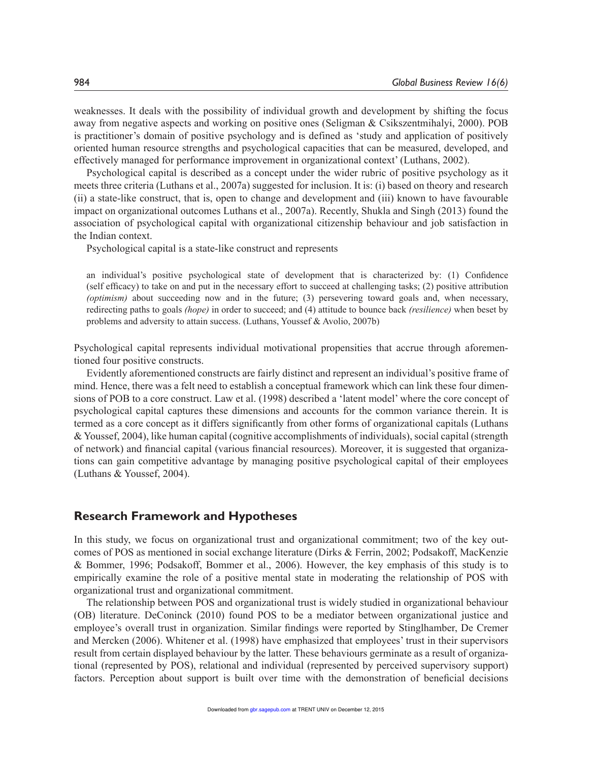weaknesses. It deals with the possibility of individual growth and development by shifting the focus away from negative aspects and working on positive ones (Seligman & Csikszentmihalyi, 2000). POB is practitioner's domain of positive psychology and is defined as 'study and application of positively oriented human resource strengths and psychological capacities that can be measured, developed, and effectively managed for performance improvement in organizational context' (Luthans, 2002).

Psychological capital is described as a concept under the wider rubric of positive psychology as it meets three criteria (Luthans et al., 2007a) suggested for inclusion. It is: (i) based on theory and research (ii) a state-like construct, that is, open to change and development and (iii) known to have favourable impact on organizational outcomes Luthans et al., 2007a). Recently, Shukla and Singh (2013) found the association of psychological capital with organizational citizenship behaviour and job satisfaction in the Indian context.

Psychological capital is a state-like construct and represents

> an individual's positive psychological state of development that is characterized by: (1) Confidence (self efficacy) to take on and put in the necessary effort to succeed at challenging tasks; (2) positive attribution *(optimism)* about succeeding now and in the future; (3) persevering toward goals and, when necessary, redirecting paths to goals *(hope)* in order to succeed; and (4) attitude to bounce back *(resilience)* when beset by problems and adversity to attain success. (Luthans, Youssef & Avolio, 2007b)

Psychological capital represents individual motivational propensities that accrue through aforementioned four positive constructs.

Evidently aforementioned constructs are fairly distinct and represent an individual's positive frame of mind. Hence, there was a felt need to establish a conceptual framework which can link these four dimensions of POB to a core construct. Law et al. (1998) described a 'latent model' where the core concept of psychological capital captures these dimensions and accounts for the common variance therein. It is termed as a core concept as it differs significantly from other forms of organizational capitals (Luthans & Youssef, 2004), like human capital (cognitive accomplishments of individuals), social capital (strength of network) and financial capital (various financial resources). Moreover, it is suggested that organizations can gain competitive advantage by managing positive psychological capital of their employees (Luthans & Youssef, 2004).

## Research Framework and Hypotheses

In this study, we focus on organizational trust and organizational commitment; two of the key outcomes of POS as mentioned in social exchange literature (Dirks & Ferrin, 2002; Podsakoff, MacKenzie & Bommer, 1996; Podsakoff, Bommer et al., 2006). However, the key emphasis of this study is to empirically examine the role of a positive mental state in moderating the relationship of POS with organizational trust and organizational commitment.

The relationship between POS and organizational trust is widely studied in organizational behaviour (OB) literature. DeConinck (2010) found POS to be a mediator between organizational justice and employee's overall trust in organization. Similar findings were reported by Stinglhamber, De Cremer and Mercken (2006). Whitener et al. (1998) have emphasized that employees' trust in their supervisors result from certain displayed behaviour by the latter. These behaviours germinate as a result of organizational (represented by POS), relational and individual (represented by perceived supervisory support) factors. Perception about support is built over time with the demonstration of beneficial decisions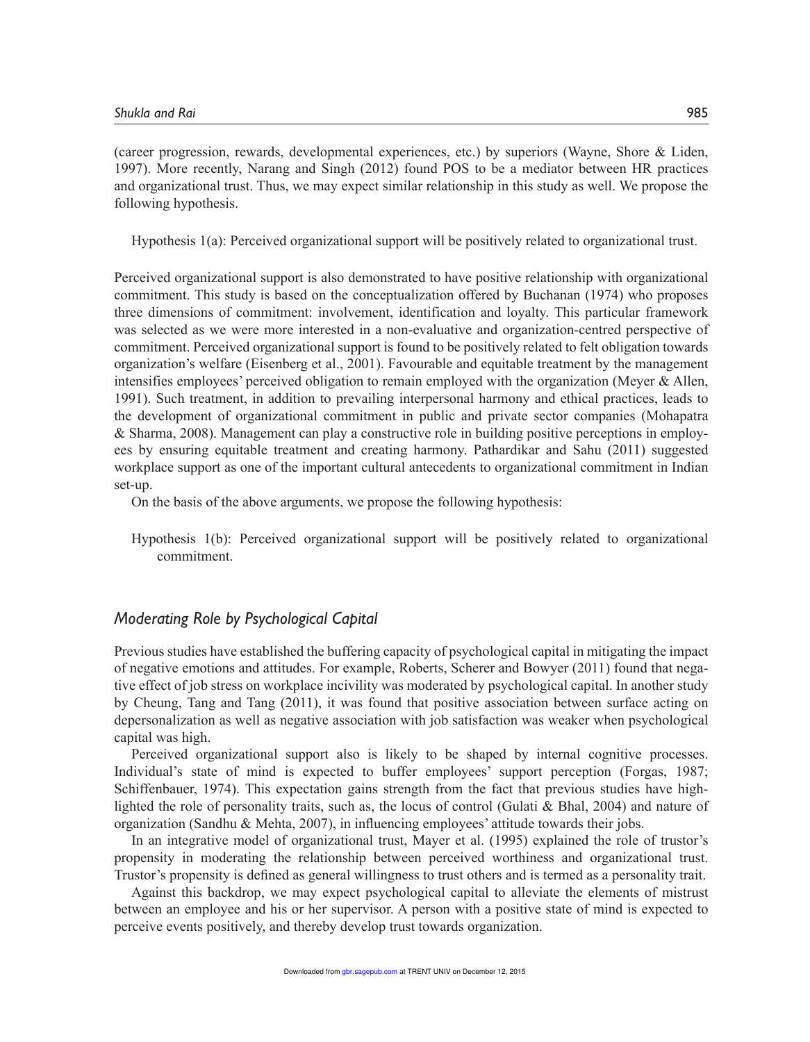(career progression, rewards, developmental experiences, etc.) by superiors (Wayne, Shore & Liden, 1997). More recently, Narang and Singh (2012) found POS to be a mediator between HR practices and organizational trust. Thus, we may expect similar relationship in this study as well. We propose the following hypothesis.

> Hypothesis 1(a): Perceived organizational support will be positively related to organizational trust.

Perceived organizational support is also demonstrated to have positive relationship with organizational commitment. This study is based on the conceptualization offered by Buchanan (1974) who proposes three dimensions of commitment: involvement, identification and loyalty. This particular framework was selected as we were more interested in a non-evaluative and organization-centred perspective of commitment. Perceived organizational support is found to be positively related to felt obligation towards organization's welfare (Eisenberg et al., 2001). Favourable and equitable treatment by the management intensifies employees' perceived obligation to remain employed with the organization (Meyer & Allen, 1991). Such treatment, in addition to prevailing interpersonal harmony and ethical practices, leads to the development of organizational commitment in public and private sector companies (Mohapatra & Sharma, 2008). Management can play a constructive role in building positive perceptions in employees by ensuring equitable treatment and creating harmony. Pathardikar and Sahu (2011) suggested workplace support as one of the important cultural antecedents to organizational commitment in Indian set-up.

On the basis of the above arguments, we propose the following hypothesis:

> Hypothesis 1(b): Perceived organizational support will be positively related to organizational commitment.

## *Moderating Role by Psychological Capital*

Previous studies have established the buffering capacity of psychological capital in mitigating the impact of negative emotions and attitudes. For example, Roberts, Scherer and Bowyer (2011) found that negative effect of job stress on workplace incivility was moderated by psychological capital. In another study by Cheung, Tang and Tang (2011), it was found that positive association between surface acting on depersonalization as well as negative association with job satisfaction was weaker when psychological capital was high.

Perceived organizational support also is likely to be shaped by internal cognitive processes. Individual's state of mind is expected to buffer employees' support perception (Forgas, 1987; Schiffenbauer, 1974). This expectation gains strength from the fact that previous studies have highlighted the role of personality traits, such as, the locus of control (Gulati & Bhal, 2004) and nature of organization (Sandhu & Mehta, 2007), in influencing employees' attitude towards their jobs.

In an integrative model of organizational trust, Mayer et al. (1995) explained the role of trustor's propensity in moderating the relationship between perceived worthiness and organizational trust. Trustor's propensity is defined as general willingness to trust others and is termed as a personality trait.

Against this backdrop, we may expect psychological capital to alleviate the elements of mistrust between an employee and his or her supervisor. A person with a positive state of mind is expected to perceive events positively, and thereby develop trust towards organization.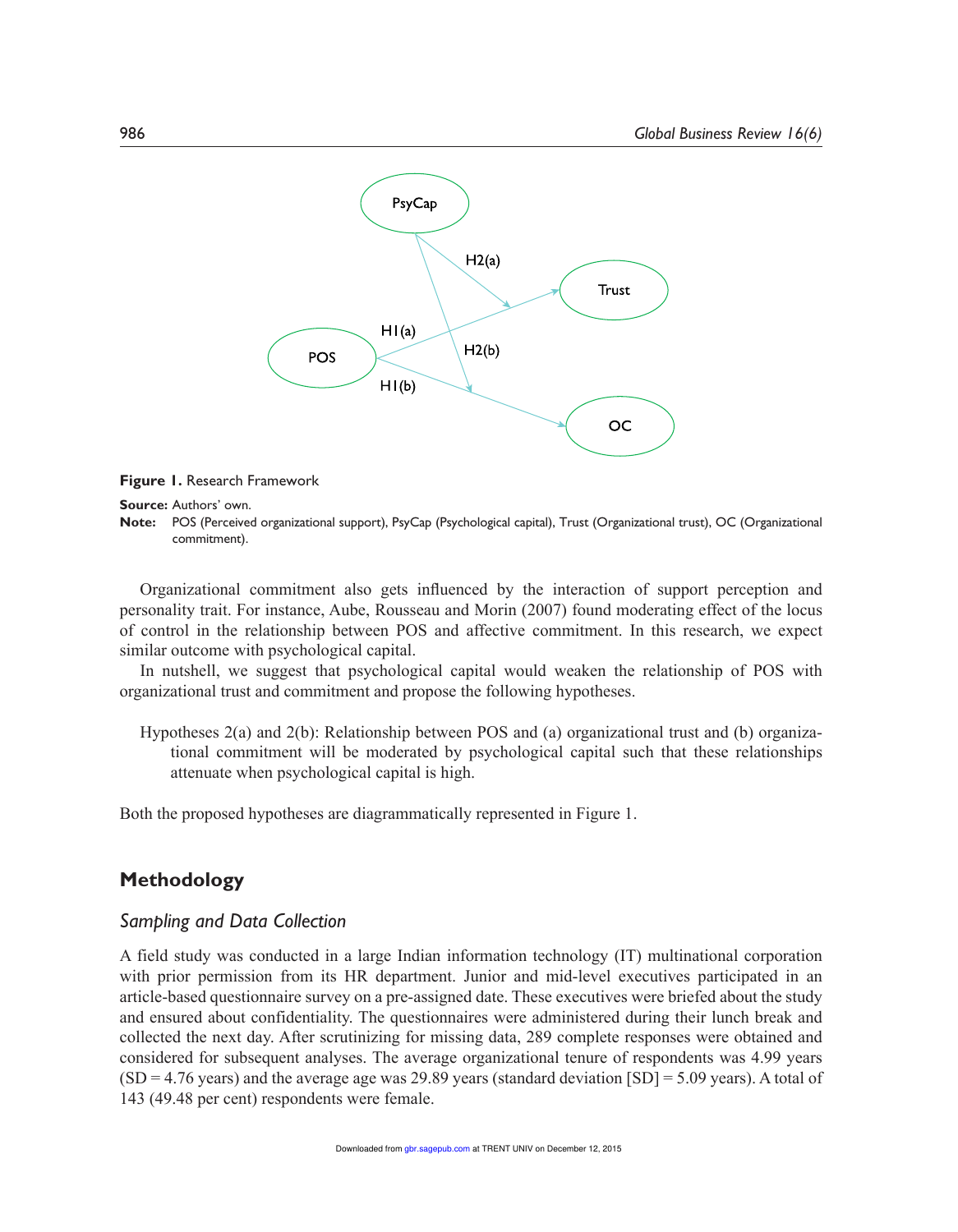**Figure 1.** Research Framework

**Source:** Authors' own.

**Note:** POS (Perceived organizational support), PsyCap (Psychological capital), Trust (Organizational trust), OC (Organizational commitment).

Organizational commitment also gets influenced by the interaction of support perception and personality trait. For instance, Aube, Rousseau and Morin (2007) found moderating effect of the locus of control in the relationship between POS and affective commitment. In this research, we expect similar outcome with psychological capital.

In nutshell, we suggest that psychological capital would weaken the relationship of POS with organizational trust and commitment and propose the following hypotheses.

> Hypotheses 2(a) and 2(b): Relationship between POS and (a) organizational trust and (b) organizational commitment will be moderated by psychological capital such that these relationships attenuate when psychological capital is high.

Both the proposed hypotheses are diagrammatically represented in Figure 1.

## Methodology

### *Sampling and Data Collection*

A field study was conducted in a large Indian information technology (IT) multinational corporation with prior permission from its HR department. Junior and mid-level executives participated in an article-based questionnaire survey on a pre-assigned date. These executives were briefed about the study and ensured about confidentiality. The questionnaires were administered during their lunch break and collected the next day. After scrutinizing for missing data, 289 complete responses were obtained and considered for subsequent analyses. The average organizational tenure of respondents was 4.99 years (SD = 4.76 years) and the average age was 29.89 years (standard deviation [SD] = 5.09 years). A total of 143 (49.48 per cent) respondents were female.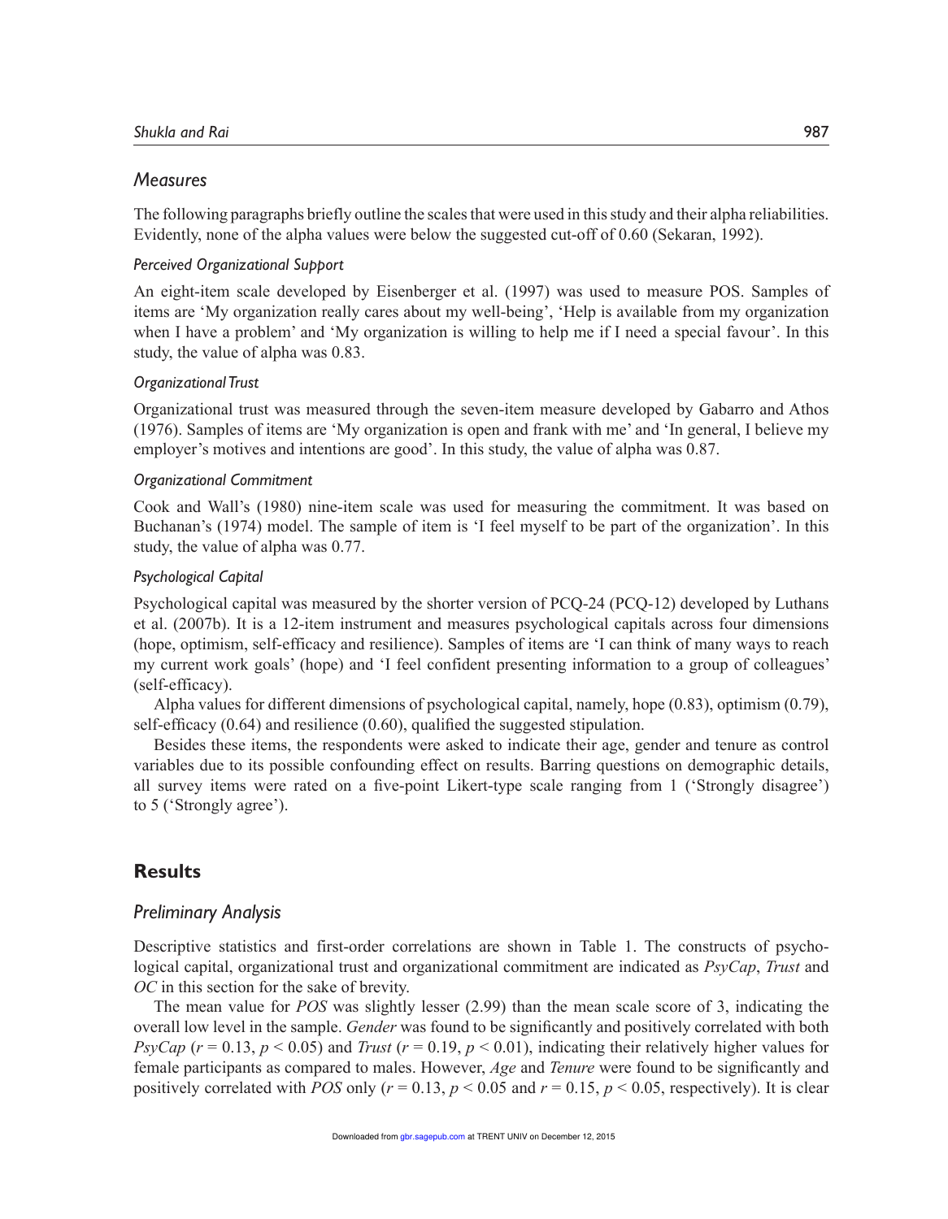## Measures

The following paragraphs briefly outline the scales that were used in this study and their alpha reliabilities. Evidently, none of the alpha values were below the suggested cut-off of 0.60 (Sekaran, 1992).

### Perceived Organizational Support

An eight-item scale developed by Eisenberger et al. (1997) was used to measure POS. Samples of items are 'My organization really cares about my well-being', 'Help is available from my organization when I have a problem' and 'My organization is willing to help me if I need a special favour'. In this study, the value of alpha was 0.83.

### Organizational Trust

Organizational trust was measured through the seven-item measure developed by Gabarro and Athos (1976). Samples of items are 'My organization is open and frank with me' and 'In general, I believe my employer's motives and intentions are good'. In this study, the value of alpha was 0.87.

### Organizational Commitment

Cook and Wall's (1980) nine-item scale was used for measuring the commitment. It was based on Buchanan's (1974) model. The sample of item is 'I feel myself to be part of the organization'. In this study, the value of alpha was 0.77.

### Psychological Capital

Psychological capital was measured by the shorter version of PCQ-24 (PCQ-12) developed by Luthans et al. (2007b). It is a 12-item instrument and measures psychological capitals across four dimensions (hope, optimism, self-efficacy and resilience). Samples of items are 'I can think of many ways to reach my current work goals' (hope) and 'I feel confident presenting information to a group of colleagues' (self-efficacy).

Alpha values for different dimensions of psychological capital, namely, hope (0.83), optimism (0.79), self-efficacy (0.64) and resilience (0.60), qualified the suggested stipulation.

Besides these items, the respondents were asked to indicate their age, gender and tenure as control variables due to its possible confounding effect on results. Barring questions on demographic details, all survey items were rated on a five-point Likert-type scale ranging from 1 ('Strongly disagree') to 5 ('Strongly agree').

# Results

## Preliminary Analysis

Descriptive statistics and first-order correlations are shown in Table 1. The constructs of psychological capital, organizational trust and organizational commitment are indicated as *PsyCap*, *Trust* and *OC* in this section for the sake of brevity.

The mean value for *POS* was slightly lesser (2.99) than the mean scale score of 3, indicating the overall low level in the sample. *Gender* was found to be significantly and positively correlated with both *PsyCap* ($r = 0.13$, $p < 0.05$) and *Trust* ($r = 0.19$, $p < 0.01$), indicating their relatively higher values for female participants as compared to males. However, *Age* and *Tenure* were found to be significantly and positively correlated with *POS* only ($r = 0.13$, $p < 0.05$ and $r = 0.15$, $p < 0.05$, respectively). It is clear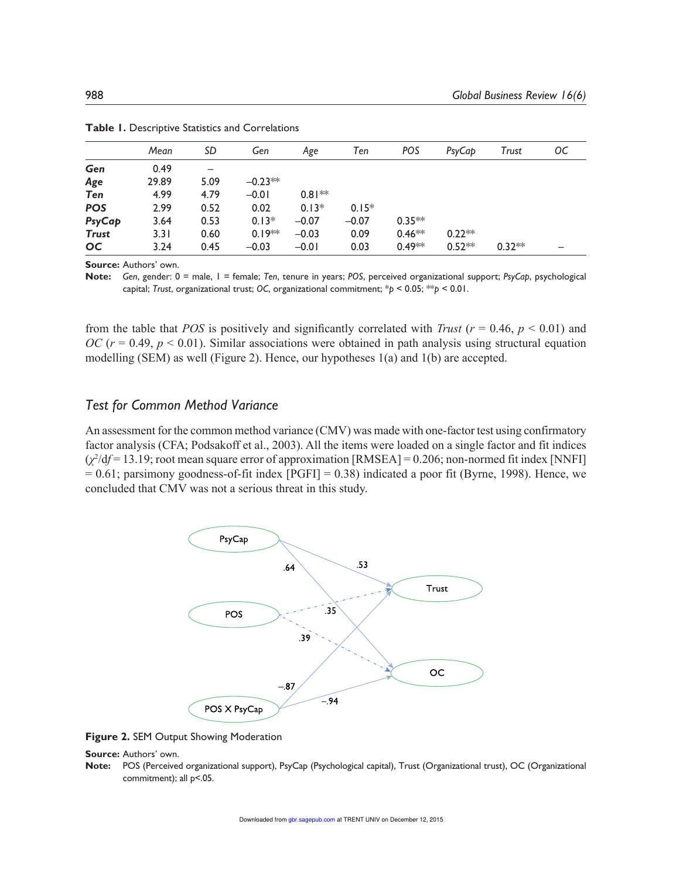**Table 1.** Descriptive Statistics and Correlations

| | *Mean* | *SD* | *Gen* | *Age* | *Ten* | *POS* | *PsyCap* | *Trust* | *OC* |
|---|---|---|---|---|---|---|---|---|---|
| ***Gen*** | 0.49 | – | | | | | | | |
| ***Age*** | 29.89 | 5.09 | –0.23** | | | | | | |
| ***Ten*** | 4.99 | 4.79 | –0.01 | 0.81** | | | | | |
| ***POS*** | 2.99 | 0.52 | 0.02 | 0.13* | 0.15* | | | | |
| ***PsyCap*** | 3.64 | 0.53 | 0.13* | –0.07 | –0.07 | 0.35** | | | |
| ***Trust*** | 3.31 | 0.60 | 0.19** | –0.03 | 0.09 | 0.46** | 0.22** | | |
| ***OC*** | 3.24 | 0.45 | –0.03 | –0.01 | 0.03 | 0.49** | 0.52** | 0.32** | – |

**Source:** Authors' own.

**Note:** *Gen*, gender: 0 = male, 1 = female; *Ten*, tenure in years; *POS*, perceived organizational support; *PsyCap*, psychological capital; *Trust*, organizational trust; *OC*, organizational commitment; *$p < 0.05$; **$p < 0.01$.

from the table that *POS* is positively and significantly correlated with *Trust* ($r = 0.46$, $p < 0.01$) and *OC* ($r = 0.49$, $p < 0.01$). Similar associations were obtained in path analysis using structural equation modelling (SEM) as well (Figure 2). Hence, our hypotheses 1(a) and 1(b) are accepted.

### Test for Common Method Variance

An assessment for the common method variance (CMV) was made with one-factor test using confirmatory factor analysis (CFA; Podsakoff et al., 2003). All the items were loaded on a single factor and fit indices ($\chi^2/df = 13.19$; root mean square error of approximation [RMSEA] = 0.206; non-normed fit index [NNFI] = 0.61; parsimony goodness-of-fit index [PGFI] = 0.38) indicated a poor fit (Byrne, 1998). Hence, we concluded that CMV was not a serious threat in this study.

**Figure 2.** SEM Output Showing Moderation

**Source:** Authors' own.

**Note:** POS (Perceived organizational support), PsyCap (Psychological capital), Trust (Organizational trust), OC (Organizational commitment); all p<.05.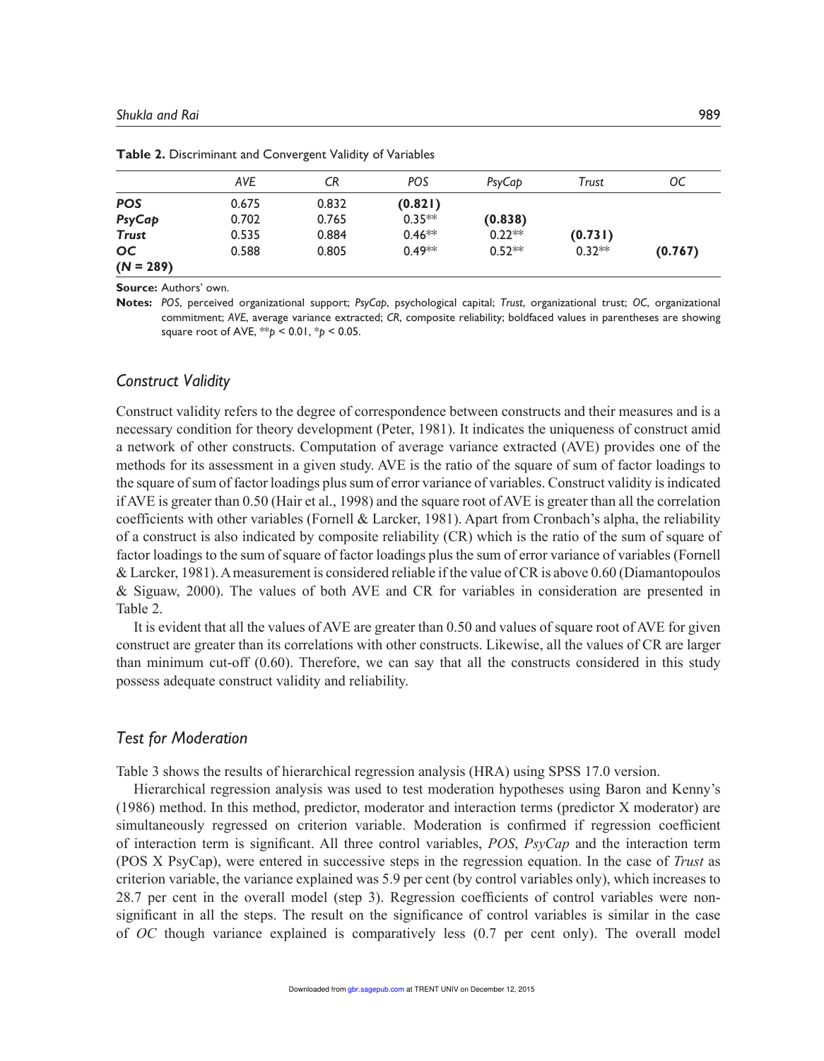**Table 2.** Discriminant and Convergent Validity of Variables

| | *AVE* | *CR* | *POS* | *PsyCap* | *Trust* | *OC* |
|---|---|---|---|---|---|---|
| ***POS*** | 0.675 | 0.832 | **(0.821)** | | | |
| ***PsyCap*** | 0.702 | 0.765 | 0.35** | **(0.838)** | | |
| ***Trust*** | 0.535 | 0.884 | 0.46** | 0.22** | **(0.731)** | |
| ***OC*** | 0.588 | 0.805 | 0.49** | 0.52** | 0.32** | **(0.767)** |
| **(*N* = 289)** | | | | | | |

**Source:** Authors' own.

**Notes:** *POS*, perceived organizational support; *PsyCap*, psychological capital; *Trust*, organizational trust; *OC*, organizational commitment; *AVE*, average variance extracted; *CR*, composite reliability; boldfaced values in parentheses are showing square root of AVE, ** $p < 0.01$, * $p < 0.05$.

### *Construct Validity*

Construct validity refers to the degree of correspondence between constructs and their measures and is a necessary condition for theory development (Peter, 1981). It indicates the uniqueness of construct amid a network of other constructs. Computation of average variance extracted (AVE) provides one of the methods for its assessment in a given study. AVE is the ratio of the square of sum of factor loadings to the square of sum of factor loadings plus sum of error variance of variables. Construct validity is indicated if AVE is greater than 0.50 (Hair et al., 1998) and the square root of AVE is greater than all the correlation coefficients with other variables (Fornell & Larcker, 1981). Apart from Cronbach's alpha, the reliability of a construct is also indicated by composite reliability (CR) which is the ratio of the sum of square of factor loadings to the sum of square of factor loadings plus the sum of error variance of variables (Fornell & Larcker, 1981). A measurement is considered reliable if the value of CR is above 0.60 (Diamantopoulos & Siguaw, 2000). The values of both AVE and CR for variables in consideration are presented in Table 2.

It is evident that all the values of AVE are greater than 0.50 and values of square root of AVE for given construct are greater than its correlations with other constructs. Likewise, all the values of CR are larger than minimum cut-off (0.60). Therefore, we can say that all the constructs considered in this study possess adequate construct validity and reliability.

### *Test for Moderation*

Table 3 shows the results of hierarchical regression analysis (HRA) using SPSS 17.0 version.

Hierarchical regression analysis was used to test moderation hypotheses using Baron and Kenny's (1986) method. In this method, predictor, moderator and interaction terms (predictor X moderator) are simultaneously regressed on criterion variable. Moderation is confirmed if regression coefficient of interaction term is significant. All three control variables, *POS*, *PsyCap* and the interaction term (POS X PsyCap), were entered in successive steps in the regression equation. In the case of *Trust* as criterion variable, the variance explained was 5.9 per cent (by control variables only), which increases to 28.7 per cent in the overall model (step 3). Regression coefficients of control variables were non-significant in all the steps. The result on the significance of control variables is similar in the case of *OC* though variance explained is comparatively less (0.7 per cent only). The overall model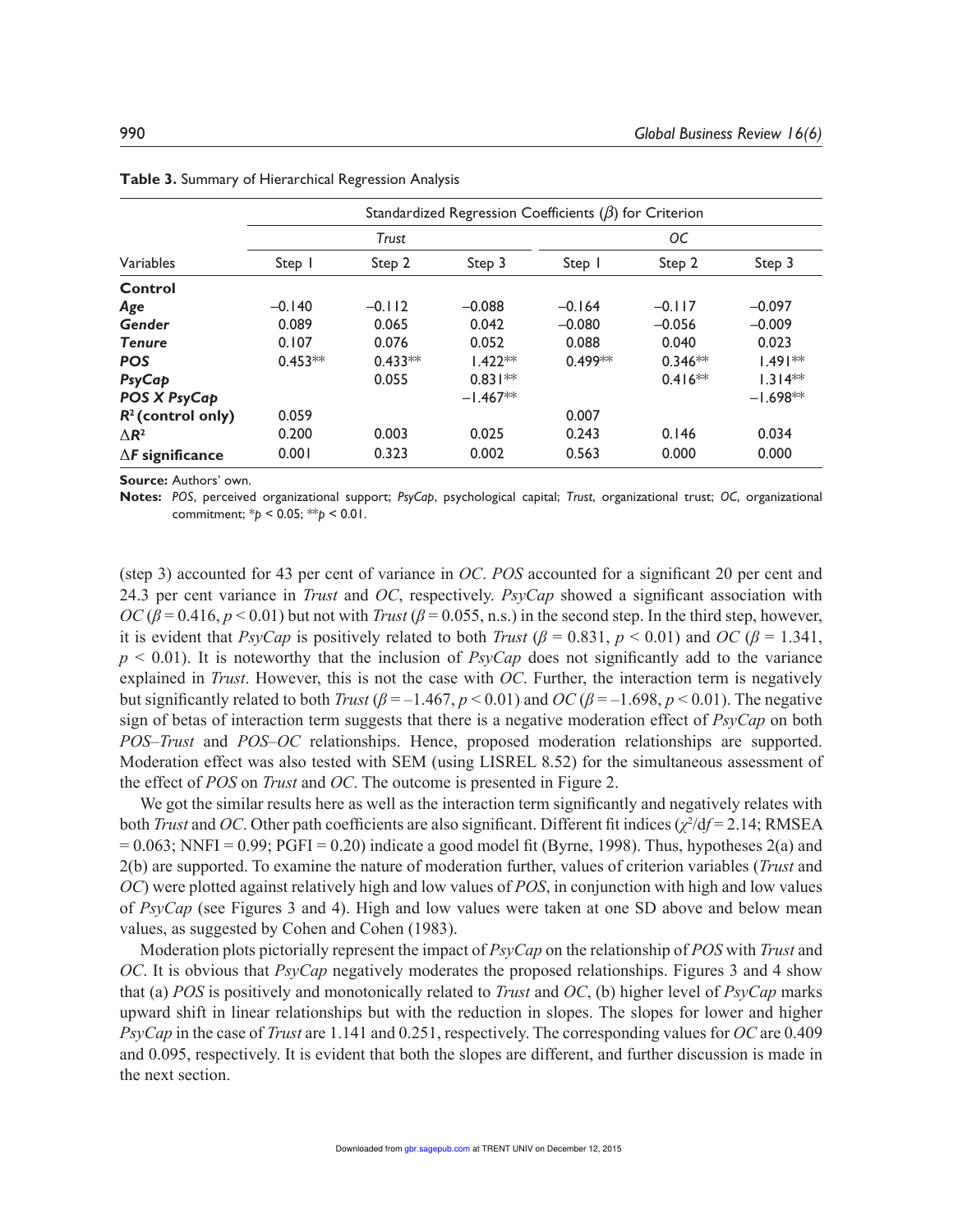**Table 3.** Summary of Hierarchical Regression Analysis

| Variables | Standardized Regression Coefficients ($\beta$) for Criterion | | | | | |
|---|---|---|---|---|---|---|
| | *Trust* | | | *OC* | | |
| | Step 1 | Step 2 | Step 3 | Step 1 | Step 2 | Step 3 |
| **Control** | | | | | | |
| ***Age*** | –0.140 | –0.112 | –0.088 | –0.164 | –0.117 | –0.097 |
| ***Gender*** | 0.089 | 0.065 | 0.042 | –0.080 | –0.056 | –0.009 |
| ***Tenure*** | 0.107 | 0.076 | 0.052 | 0.088 | 0.040 | 0.023 |
| ***POS*** | 0.453** | 0.433** | 1.422** | 0.499** | 0.346** | 1.491** |
| ***PsyCap*** | | 0.055 | 0.831** | | 0.416** | 1.314** |
| ***POS X PsyCap*** | | | –1.467** | | | –1.698** |
| **$R^2$ (control only)** | 0.059 | | | 0.007 | | |
| **$\Delta R^2$** | 0.200 | 0.003 | 0.025 | 0.243 | 0.146 | 0.034 |
| **$\Delta F$ significance** | 0.001 | 0.323 | 0.002 | 0.563 | 0.000 | 0.000 |

**Source:** Authors' own.

**Notes:** *POS*, perceived organizational support; *PsyCap*, psychological capital; *Trust*, organizational trust; *OC*, organizational commitment; *$p < 0.05$; **$p < 0.01$.

(step 3) accounted for 43 per cent of variance in *OC*. *POS* accounted for a significant 20 per cent and 24.3 per cent variance in *Trust* and *OC*, respectively. *PsyCap* showed a significant association with *OC* ($\beta = 0.416$, $p < 0.01$) but not with *Trust* ($\beta = 0.055$, n.s.) in the second step. In the third step, however, it is evident that *PsyCap* is positively related to both *Trust* ($\beta = 0.831$, $p < 0.01$) and *OC* ($\beta = 1.341$, $p < 0.01$). It is noteworthy that the inclusion of *PsyCap* does not significantly add to the variance explained in *Trust*. However, this is not the case with *OC*. Further, the interaction term is negatively but significantly related to both *Trust* ($\beta = –1.467$, $p < 0.01$) and *OC* ($\beta = –1.698$, $p < 0.01$). The negative sign of betas of interaction term suggests that there is a negative moderation effect of *PsyCap* on both *POS*–*Trust* and *POS*–*OC* relationships. Hence, proposed moderation relationships are supported. Moderation effect was also tested with SEM (using LISREL 8.52) for the simultaneous assessment of the effect of *POS* on *Trust* and *OC*. The outcome is presented in Figure 2.

We got the similar results here as well as the interaction term significantly and negatively relates with both *Trust* and *OC*. Other path coefficients are also significant. Different fit indices ($\chi^2/df = 2.14$; RMSEA $= 0.063$; NNFI $= 0.99$; PGFI $= 0.20$) indicate a good model fit (Byrne, 1998). Thus, hypotheses 2(a) and 2(b) are supported. To examine the nature of moderation further, values of criterion variables (*Trust* and *OC*) were plotted against relatively high and low values of *POS*, in conjunction with high and low values of *PsyCap* (see Figures 3 and 4). High and low values were taken at one SD above and below mean values, as suggested by Cohen and Cohen (1983).

Moderation plots pictorially represent the impact of *PsyCap* on the relationship of *POS* with *Trust* and *OC*. It is obvious that *PsyCap* negatively moderates the proposed relationships. Figures 3 and 4 show that (a) *POS* is positively and monotonically related to *Trust* and *OC*, (b) higher level of *PsyCap* marks upward shift in linear relationships but with the reduction in slopes. The slopes for lower and higher *PsyCap* in the case of *Trust* are 1.141 and 0.251, respectively. The corresponding values for *OC* are 0.409 and 0.095, respectively. It is evident that both the slopes are different, and further discussion is made in the next section.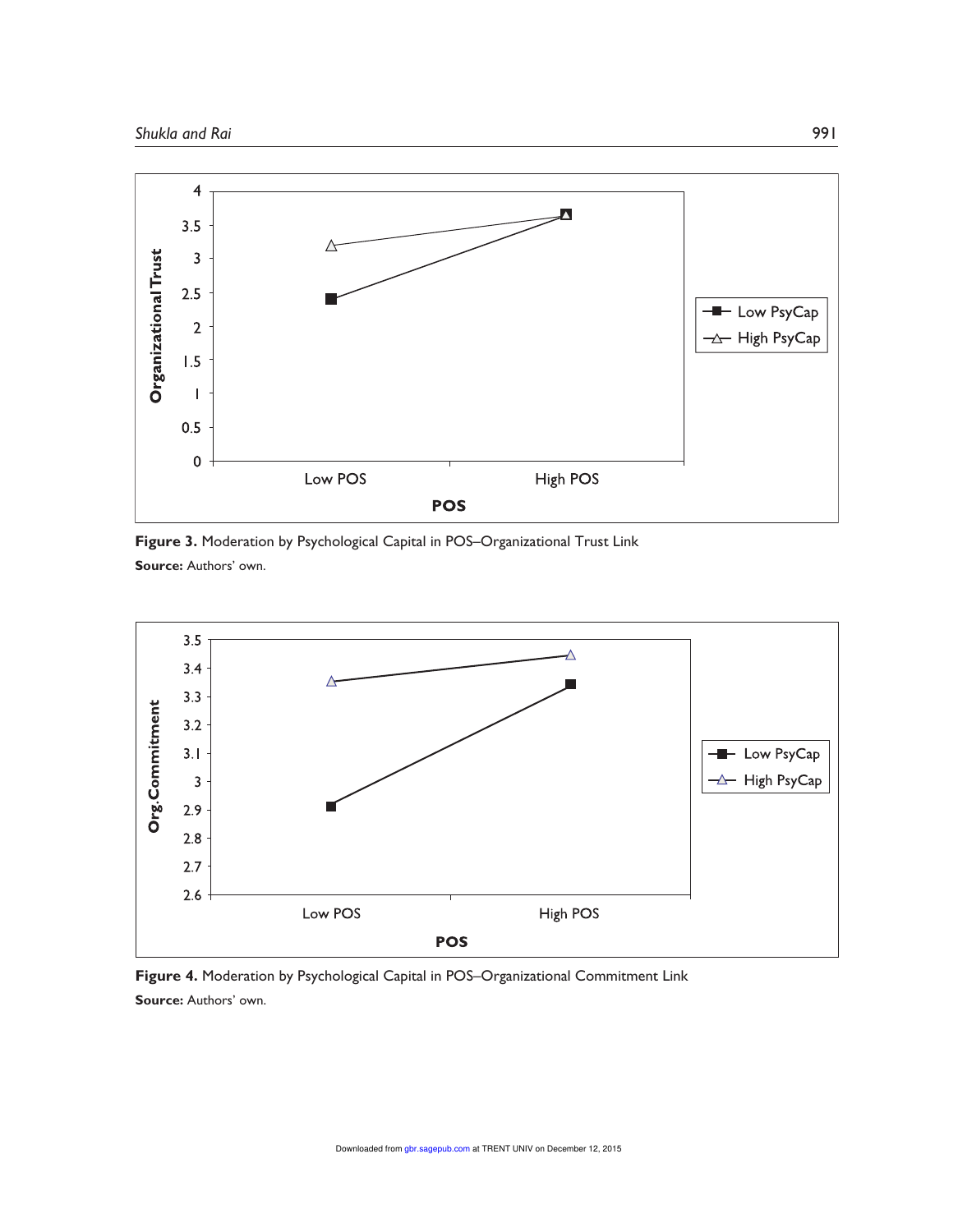**Figure 3.** Moderation by Psychological Capital in POS–Organizational Trust Link

**Source:** Authors' own.

**Figure 4.** Moderation by Psychological Capital in POS–Organizational Commitment Link

**Source:** Authors' own.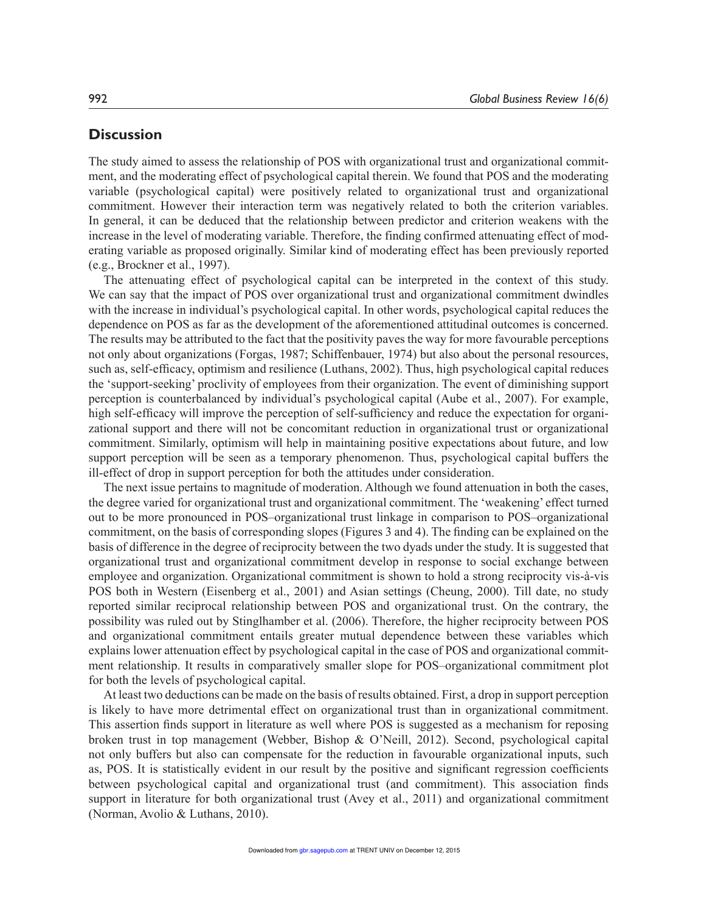## Discussion

The study aimed to assess the relationship of POS with organizational trust and organizational commitment, and the moderating effect of psychological capital therein. We found that POS and the moderating variable (psychological capital) were positively related to organizational trust and organizational commitment. However their interaction term was negatively related to both the criterion variables. In general, it can be deduced that the relationship between predictor and criterion weakens with the increase in the level of moderating variable. Therefore, the finding confirmed attenuating effect of moderating variable as proposed originally. Similar kind of moderating effect has been previously reported (e.g., Brockner et al., 1997).

The attenuating effect of psychological capital can be interpreted in the context of this study. We can say that the impact of POS over organizational trust and organizational commitment dwindles with the increase in individual's psychological capital. In other words, psychological capital reduces the dependence on POS as far as the development of the aforementioned attitudinal outcomes is concerned. The results may be attributed to the fact that the positivity paves the way for more favourable perceptions not only about organizations (Forgas, 1987; Schiffenbauer, 1974) but also about the personal resources, such as, self-efficacy, optimism and resilience (Luthans, 2002). Thus, high psychological capital reduces the 'support-seeking' proclivity of employees from their organization. The event of diminishing support perception is counterbalanced by individual's psychological capital (Aube et al., 2007). For example, high self-efficacy will improve the perception of self-sufficiency and reduce the expectation for organizational support and there will not be concomitant reduction in organizational trust or organizational commitment. Similarly, optimism will help in maintaining positive expectations about future, and low support perception will be seen as a temporary phenomenon. Thus, psychological capital buffers the ill-effect of drop in support perception for both the attitudes under consideration.

The next issue pertains to magnitude of moderation. Although we found attenuation in both the cases, the degree varied for organizational trust and organizational commitment. The 'weakening' effect turned out to be more pronounced in POS–organizational trust linkage in comparison to POS–organizational commitment, on the basis of corresponding slopes (Figures 3 and 4). The finding can be explained on the basis of difference in the degree of reciprocity between the two dyads under the study. It is suggested that organizational trust and organizational commitment develop in response to social exchange between employee and organization. Organizational commitment is shown to hold a strong reciprocity vis-à-vis POS both in Western (Eisenberg et al., 2001) and Asian settings (Cheung, 2000). Till date, no study reported similar reciprocal relationship between POS and organizational trust. On the contrary, the possibility was ruled out by Stinglhamber et al. (2006). Therefore, the higher reciprocity between POS and organizational commitment entails greater mutual dependence between these variables which explains lower attenuation effect by psychological capital in the case of POS and organizational commitment relationship. It results in comparatively smaller slope for POS–organizational commitment plot for both the levels of psychological capital.

At least two deductions can be made on the basis of results obtained. First, a drop in support perception is likely to have more detrimental effect on organizational trust than in organizational commitment. This assertion finds support in literature as well where POS is suggested as a mechanism for reposing broken trust in top management (Webber, Bishop & O'Neill, 2012). Second, psychological capital not only buffers but also can compensate for the reduction in favourable organizational inputs, such as, POS. It is statistically evident in our result by the positive and significant regression coefficients between psychological capital and organizational trust (and commitment). This association finds support in literature for both organizational trust (Avey et al., 2011) and organizational commitment (Norman, Avolio & Luthans, 2010).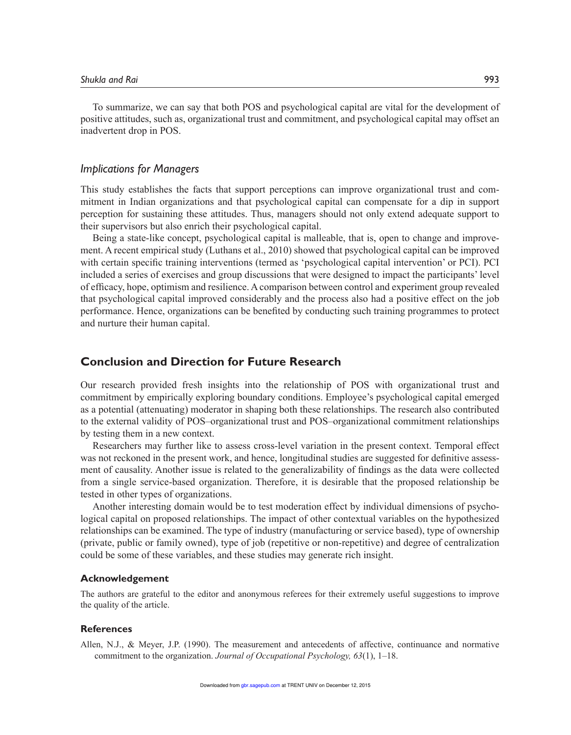To summarize, we can say that both POS and psychological capital are vital for the development of positive attitudes, such as, organizational trust and commitment, and psychological capital may offset an inadvertent drop in POS.

### *Implications for Managers*

This study establishes the facts that support perceptions can improve organizational trust and commitment in Indian organizations and that psychological capital can compensate for a dip in support perception for sustaining these attitudes. Thus, managers should not only extend adequate support to their supervisors but also enrich their psychological capital.

Being a state-like concept, psychological capital is malleable, that is, open to change and improvement. A recent empirical study (Luthans et al., 2010) showed that psychological capital can be improved with certain specific training interventions (termed as 'psychological capital intervention' or PCI). PCI included a series of exercises and group discussions that were designed to impact the participants' level of efficacy, hope, optimism and resilience. A comparison between control and experiment group revealed that psychological capital improved considerably and the process also had a positive effect on the job performance. Hence, organizations can be benefited by conducting such training programmes to protect and nurture their human capital.

## Conclusion and Direction for Future Research

Our research provided fresh insights into the relationship of POS with organizational trust and commitment by empirically exploring boundary conditions. Employee's psychological capital emerged as a potential (attenuating) moderator in shaping both these relationships. The research also contributed to the external validity of POS–organizational trust and POS–organizational commitment relationships by testing them in a new context.

Researchers may further like to assess cross-level variation in the present context. Temporal effect was not reckoned in the present work, and hence, longitudinal studies are suggested for definitive assessment of causality. Another issue is related to the generalizability of findings as the data were collected from a single service-based organization. Therefore, it is desirable that the proposed relationship be tested in other types of organizations.

Another interesting domain would be to test moderation effect by individual dimensions of psychological capital on proposed relationships. The impact of other contextual variables on the hypothesized relationships can be examined. The type of industry (manufacturing or service based), type of ownership (private, public or family owned), type of job (repetitive or non-repetitive) and degree of centralization could be some of these variables, and these studies may generate rich insight.

### Acknowledgement

The authors are grateful to the editor and anonymous referees for their extremely useful suggestions to improve the quality of the article.

### References

Allen, N.J., & Meyer, J.P. (1990). The measurement and antecedents of affective, continuance and normative commitment to the organization. *Journal of Occupational Psychology, 63*(1), 1–18.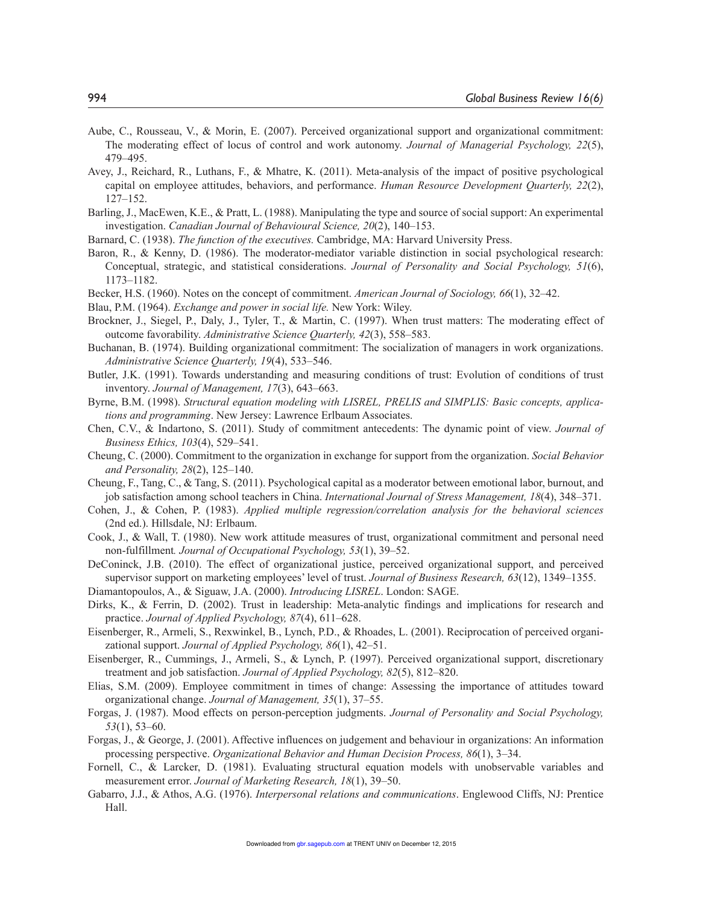Aube, C., Rousseau, V., & Morin, E. (2007). Perceived organizational support and organizational commitment: The moderating effect of locus of control and work autonomy. *Journal of Managerial Psychology, 22*(5), 479–495.

Avey, J., Reichard, R., Luthans, F., & Mhatre, K. (2011). Meta-analysis of the impact of positive psychological capital on employee attitudes, behaviors, and performance. *Human Resource Development Quarterly, 22*(2), 127–152.

Barling, J., MacEwen, K.E., & Pratt, L. (1988). Manipulating the type and source of social support: An experimental investigation. *Canadian Journal of Behavioural Science, 20*(2), 140–153.

Barnard, C. (1938). *The function of the executives.* Cambridge, MA: Harvard University Press.

Baron, R., & Kenny, D. (1986). The moderator-mediator variable distinction in social psychological research: Conceptual, strategic, and statistical considerations. *Journal of Personality and Social Psychology, 51*(6), 1173–1182.

Becker, H.S. (1960). Notes on the concept of commitment. *American Journal of Sociology, 66*(1), 32–42.

Blau, P.M. (1964). *Exchange and power in social life.* New York: Wiley.

Brockner, J., Siegel, P., Daly, J., Tyler, T., & Martin, C. (1997). When trust matters: The moderating effect of outcome favorability. *Administrative Science Quarterly, 42*(3), 558–583.

Buchanan, B. (1974). Building organizational commitment: The socialization of managers in work organizations. *Administrative Science Quarterly, 19*(4), 533–546.

Butler, J.K. (1991). Towards understanding and measuring conditions of trust: Evolution of conditions of trust inventory. *Journal of Management, 17*(3), 643–663.

Byrne, B.M. (1998). *Structural equation modeling with LISREL, PRELIS and SIMPLIS: Basic concepts, applications and programming*. New Jersey: Lawrence Erlbaum Associates.

Chen, C.V., & Indartono, S. (2011). Study of commitment antecedents: The dynamic point of view. *Journal of Business Ethics, 103*(4), 529–541.

Cheung, C. (2000). Commitment to the organization in exchange for support from the organization. *Social Behavior and Personality, 28*(2), 125–140.

Cheung, F., Tang, C., & Tang, S. (2011). Psychological capital as a moderator between emotional labor, burnout, and job satisfaction among school teachers in China. *International Journal of Stress Management, 18*(4), 348–371.

Cohen, J., & Cohen, P. (1983). *Applied multiple regression/correlation analysis for the behavioral sciences* (2nd ed.). Hillsdale, NJ: Erlbaum.

Cook, J., & Wall, T. (1980). New work attitude measures of trust, organizational commitment and personal need non-fulfillment*. Journal of Occupational Psychology, 53*(1), 39–52.

DeConinck, J.B. (2010). The effect of organizational justice, perceived organizational support, and perceived supervisor support on marketing employees' level of trust. *Journal of Business Research, 63*(12), 1349–1355.

Diamantopoulos, A., & Siguaw, J.A. (2000). *Introducing LISREL*. London: SAGE.

Dirks, K., & Ferrin, D. (2002). Trust in leadership: Meta-analytic findings and implications for research and practice. *Journal of Applied Psychology, 87*(4), 611–628.

Eisenberger, R., Armeli, S., Rexwinkel, B., Lynch, P.D., & Rhoades, L. (2001). Reciprocation of perceived organizational support. *Journal of Applied Psychology, 86*(1), 42–51.

Eisenberger, R., Cummings, J., Armeli, S., & Lynch, P. (1997). Perceived organizational support, discretionary treatment and job satisfaction. *Journal of Applied Psychology, 82*(5), 812–820.

Elias, S.M. (2009). Employee commitment in times of change: Assessing the importance of attitudes toward organizational change. *Journal of Management, 35*(1), 37–55.

Forgas, J. (1987). Mood effects on person-perception judgments. *Journal of Personality and Social Psychology, 53*(1), 53–60.

Forgas, J., & George, J. (2001). Affective influences on judgement and behaviour in organizations: An information processing perspective. *Organizational Behavior and Human Decision Process, 86*(1), 3–34.

Fornell, C., & Larcker, D. (1981). Evaluating structural equation models with unobservable variables and measurement error. *Journal of Marketing Research, 18*(1), 39–50.

Gabarro, J.J., & Athos, A.G. (1976). *Interpersonal relations and communications*. Englewood Cliffs, NJ: Prentice Hall.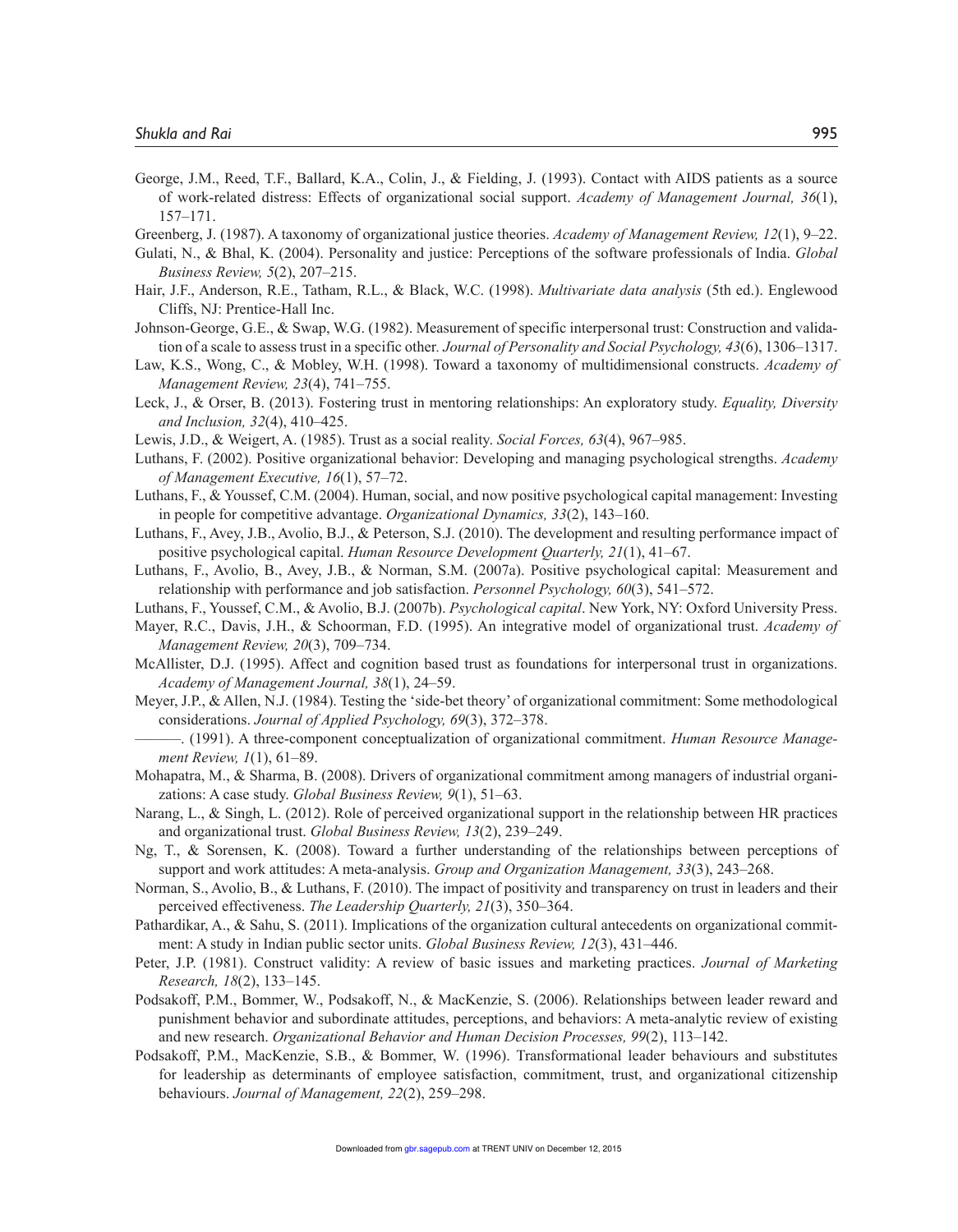George, J.M., Reed, T.F., Ballard, K.A., Colin, J., & Fielding, J. (1993). Contact with AIDS patients as a source of work-related distress: Effects of organizational social support. *Academy of Management Journal, 36*(1), 157–171.

Greenberg, J. (1987). A taxonomy of organizational justice theories. *Academy of Management Review, 12*(1), 9–22.

Gulati, N., & Bhal, K. (2004). Personality and justice: Perceptions of the software professionals of India. *Global Business Review, 5*(2), 207–215.

Hair, J.F., Anderson, R.E., Tatham, R.L., & Black, W.C. (1998). *Multivariate data analysis* (5th ed.). Englewood Cliffs, NJ: Prentice-Hall Inc.

Johnson-George, G.E., & Swap, W.G. (1982). Measurement of specific interpersonal trust: Construction and validation of a scale to assess trust in a specific other. *Journal of Personality and Social Psychology, 43*(6), 1306–1317.

Law, K.S., Wong, C., & Mobley, W.H. (1998). Toward a taxonomy of multidimensional constructs. *Academy of Management Review, 23*(4), 741–755.

Leck, J., & Orser, B. (2013). Fostering trust in mentoring relationships: An exploratory study. *Equality, Diversity and Inclusion, 32*(4), 410–425.

Lewis, J.D., & Weigert, A. (1985). Trust as a social reality. *Social Forces, 63*(4), 967–985.

Luthans, F. (2002). Positive organizational behavior: Developing and managing psychological strengths. *Academy of Management Executive, 16*(1), 57–72.

Luthans, F., & Youssef, C.M. (2004). Human, social, and now positive psychological capital management: Investing in people for competitive advantage. *Organizational Dynamics, 33*(2), 143–160.

Luthans, F., Avey, J.B., Avolio, B.J., & Peterson, S.J. (2010). The development and resulting performance impact of positive psychological capital. *Human Resource Development Quarterly, 21*(1), 41–67.

Luthans, F., Avolio, B., Avey, J.B., & Norman, S.M. (2007a). Positive psychological capital: Measurement and relationship with performance and job satisfaction. *Personnel Psychology, 60*(3), 541–572.

Luthans, F., Youssef, C.M., & Avolio, B.J. (2007b). *Psychological capital*. New York, NY: Oxford University Press.

Mayer, R.C., Davis, J.H., & Schoorman, F.D. (1995). An integrative model of organizational trust. *Academy of Management Review, 20*(3), 709–734.

McAllister, D.J. (1995). Affect and cognition based trust as foundations for interpersonal trust in organizations. *Academy of Management Journal, 38*(1), 24–59.

Meyer, J.P., & Allen, N.J. (1984). Testing the 'side-bet theory' of organizational commitment: Some methodological considerations. *Journal of Applied Psychology, 69*(3), 372–378.

———. (1991). A three-component conceptualization of organizational commitment. *Human Resource Management Review, 1*(1), 61–89.

Mohapatra, M., & Sharma, B. (2008). Drivers of organizational commitment among managers of industrial organizations: A case study. *Global Business Review, 9*(1), 51–63.

Narang, L., & Singh, L. (2012). Role of perceived organizational support in the relationship between HR practices and organizational trust. *Global Business Review, 13*(2), 239–249.

Ng, T., & Sorensen, K. (2008). Toward a further understanding of the relationships between perceptions of support and work attitudes: A meta-analysis. *Group and Organization Management, 33*(3), 243–268.

Norman, S., Avolio, B., & Luthans, F. (2010). The impact of positivity and transparency on trust in leaders and their perceived effectiveness. *The Leadership Quarterly, 21*(3), 350–364.

Pathardikar, A., & Sahu, S. (2011). Implications of the organization cultural antecedents on organizational commitment: A study in Indian public sector units. *Global Business Review, 12*(3), 431–446.

Peter, J.P. (1981). Construct validity: A review of basic issues and marketing practices. *Journal of Marketing Research, 18*(2), 133–145.

Podsakoff, P.M., Bommer, W., Podsakoff, N., & MacKenzie, S. (2006). Relationships between leader reward and punishment behavior and subordinate attitudes, perceptions, and behaviors: A meta-analytic review of existing and new research. *Organizational Behavior and Human Decision Processes, 99*(2), 113–142.

Podsakoff, P.M., MacKenzie, S.B., & Bommer, W. (1996). Transformational leader behaviours and substitutes for leadership as determinants of employee satisfaction, commitment, trust, and organizational citizenship behaviours. *Journal of Management, 22*(2), 259–298.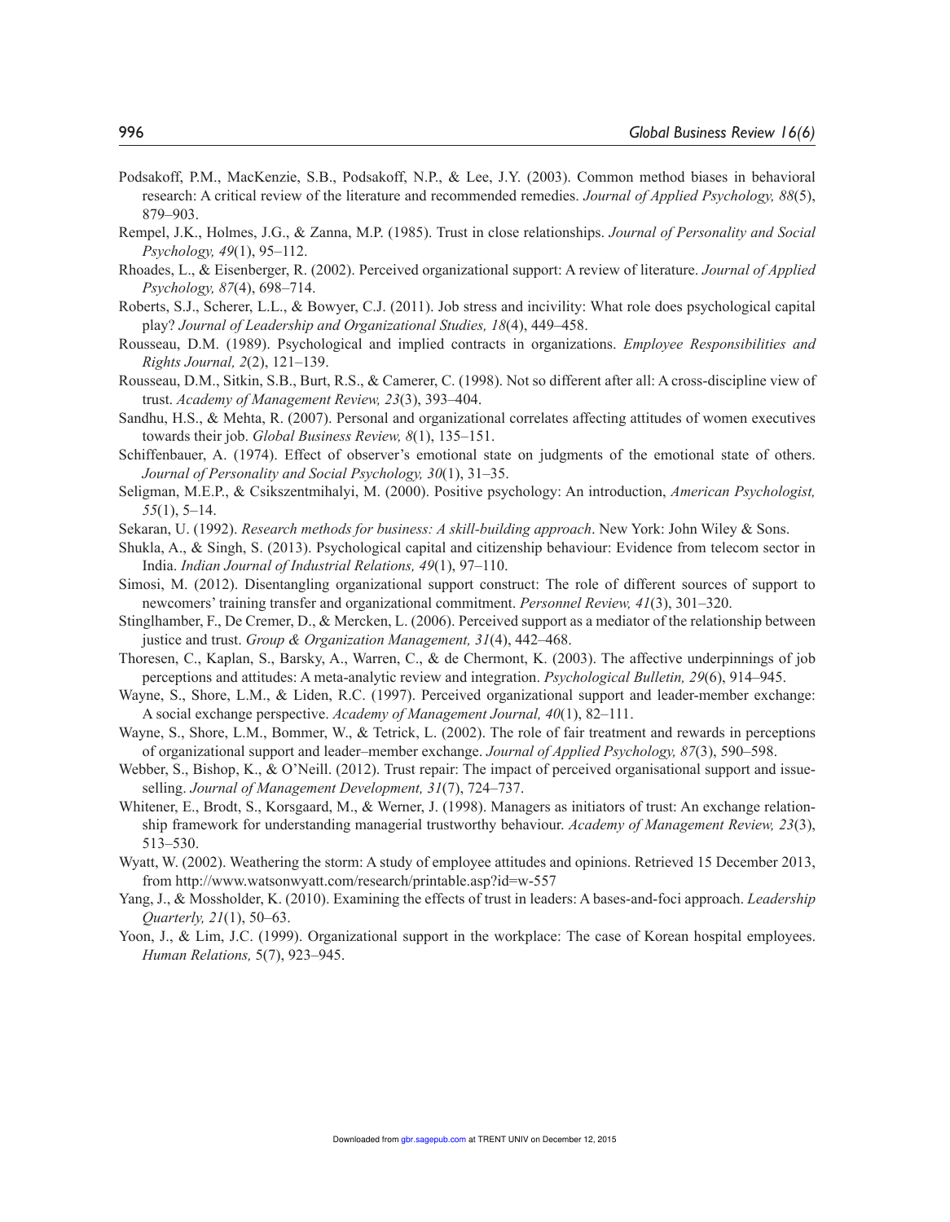Podsakoff, P.M., MacKenzie, S.B., Podsakoff, N.P., & Lee, J.Y. (2003). Common method biases in behavioral research: A critical review of the literature and recommended remedies. *Journal of Applied Psychology, 88*(5), 879–903.

Rempel, J.K., Holmes, J.G., & Zanna, M.P. (1985). Trust in close relationships. *Journal of Personality and Social Psychology, 49*(1), 95–112.

Rhoades, L., & Eisenberger, R. (2002). Perceived organizational support: A review of literature. *Journal of Applied Psychology, 87*(4), 698–714.

Roberts, S.J., Scherer, L.L., & Bowyer, C.J. (2011). Job stress and incivility: What role does psychological capital play? *Journal of Leadership and Organizational Studies, 18*(4), 449–458.

Rousseau, D.M. (1989). Psychological and implied contracts in organizations. *Employee Responsibilities and Rights Journal, 2*(2), 121–139.

Rousseau, D.M., Sitkin, S.B., Burt, R.S., & Camerer, C. (1998). Not so different after all: A cross-discipline view of trust. *Academy of Management Review, 23*(3), 393–404.

Sandhu, H.S., & Mehta, R. (2007). Personal and organizational correlates affecting attitudes of women executives towards their job. *Global Business Review, 8*(1), 135–151.

Schiffenbauer, A. (1974). Effect of observer's emotional state on judgments of the emotional state of others. *Journal of Personality and Social Psychology, 30*(1), 31–35.

Seligman, M.E.P., & Csikszentmihalyi, M. (2000). Positive psychology: An introduction, *American Psychologist, 55*(1), 5–14.

Sekaran, U. (1992). *Research methods for business: A skill-building approach*. New York: John Wiley & Sons.

Shukla, A., & Singh, S. (2013). Psychological capital and citizenship behaviour: Evidence from telecom sector in India. *Indian Journal of Industrial Relations, 49*(1), 97–110.

Simosi, M. (2012). Disentangling organizational support construct: The role of different sources of support to newcomers' training transfer and organizational commitment. *Personnel Review, 41*(3), 301–320.

Stinglhamber, F., De Cremer, D., & Mercken, L. (2006). Perceived support as a mediator of the relationship between justice and trust. *Group & Organization Management, 31*(4), 442–468.

Thoresen, C., Kaplan, S., Barsky, A., Warren, C., & de Chermont, K. (2003). The affective underpinnings of job perceptions and attitudes: A meta-analytic review and integration. *Psychological Bulletin, 29*(6), 914–945.

Wayne, S., Shore, L.M., & Liden, R.C. (1997). Perceived organizational support and leader-member exchange: A social exchange perspective. *Academy of Management Journal, 40*(1), 82–111.

Wayne, S., Shore, L.M., Bommer, W., & Tetrick, L. (2002). The role of fair treatment and rewards in perceptions of organizational support and leader–member exchange. *Journal of Applied Psychology, 87*(3), 590–598.

Webber, S., Bishop, K., & O'Neill. (2012). Trust repair: The impact of perceived organisational support and issue-selling. *Journal of Management Development, 31*(7), 724–737.

Whitener, E., Brodt, S., Korsgaard, M., & Werner, J. (1998). Managers as initiators of trust: An exchange relationship framework for understanding managerial trustworthy behaviour. *Academy of Management Review, 23*(3), 513–530.

Wyatt, W. (2002). Weathering the storm: A study of employee attitudes and opinions. Retrieved 15 December 2013, from http://www.watsonwyatt.com/research/printable.asp?id=w-557

Yang, J., & Mossholder, K. (2010). Examining the effects of trust in leaders: A bases-and-foci approach. *Leadership Quarterly, 21*(1), 50–63.

Yoon, J., & Lim, J.C. (1999). Organizational support in the workplace: The case of Korean hospital employees. *Human Relations,* 5(7), 923–945.